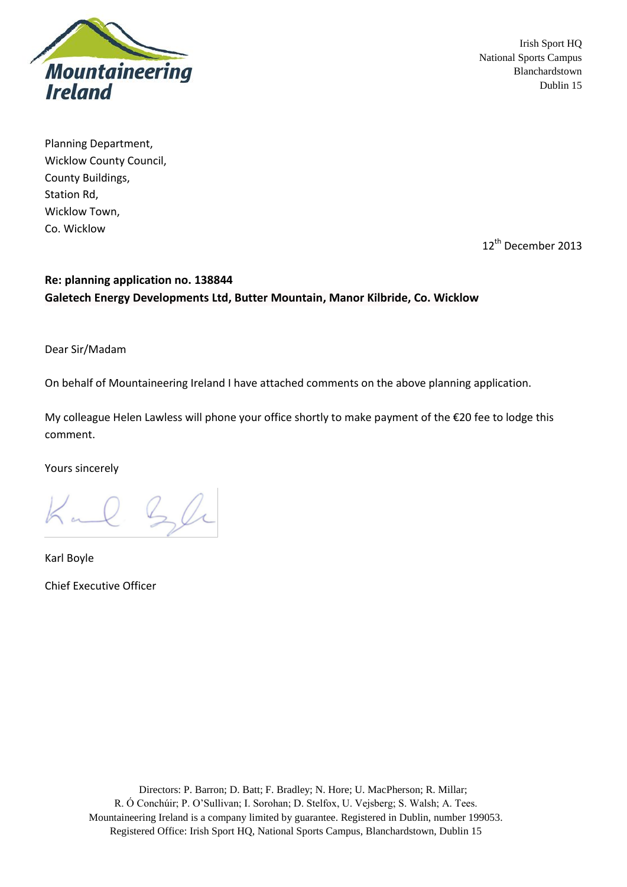Mountaineering Ireland

Irish Sport HQ
National Sports Campus
Blanchardstown
Dublin 15

Planning Department,
Wicklow County Council,
County Buildings,
Station Rd,
Wicklow Town,
Co. Wicklow

12th December 2013

**Re: planning application no. 138844**
**Galetech Energy Developments Ltd, Butter Mountain, Manor Kilbride, Co. Wicklow**

Dear Sir/Madam

On behalf of Mountaineering Ireland I have attached comments on the above planning application.

My colleague Helen Lawless will phone your office shortly to make payment of the €20 fee to lodge this comment.

Yours sincerely

Karl Boyle

Chief Executive Officer

Directors: P. Barron; D. Batt; F. Bradley; N. Hore; U. MacPherson; R. Millar;
R. Ó Conchúir; P. O'Sullivan; I. Sorohan; D. Stelfox, U. Vejsberg; S. Walsh; A. Tees.
Mountaineering Ireland is a company limited by guarantee. Registered in Dublin, number 199053.
Registered Office: Irish Sport HQ, National Sports Campus, Blanchardstown, Dublin 15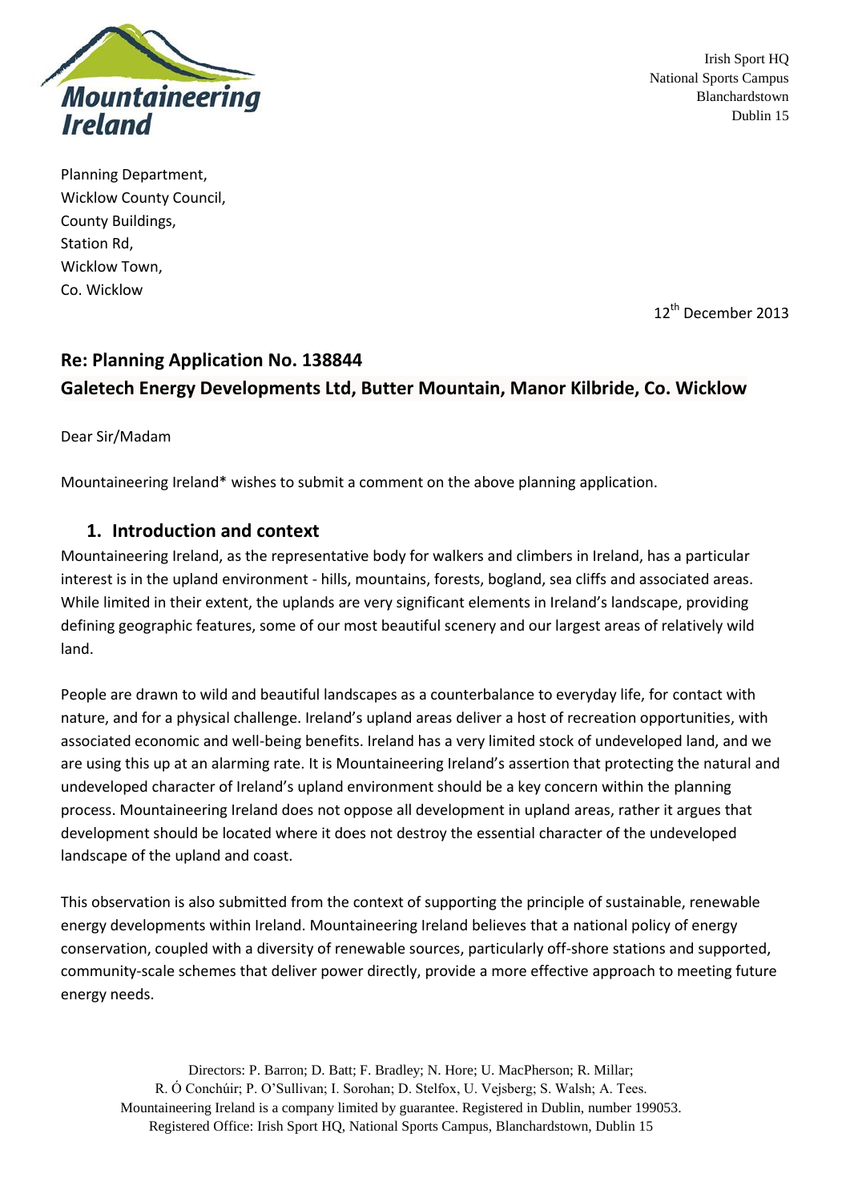Irish Sport HQ
National Sports Campus
Blanchardstown
Dublin 15

Planning Department,
Wicklow County Council,
County Buildings,
Station Rd,
Wicklow Town,
Co. Wicklow

12th December 2013

## Re: Planning Application No. 138844
## Galetech Energy Developments Ltd, Butter Mountain, Manor Kilbride, Co. Wicklow

Dear Sir/Madam

Mountaineering Ireland* wishes to submit a comment on the above planning application.

### 1. Introduction and context

Mountaineering Ireland, as the representative body for walkers and climbers in Ireland, has a particular interest is in the upland environment - hills, mountains, forests, bogland, sea cliffs and associated areas. While limited in their extent, the uplands are very significant elements in Ireland's landscape, providing defining geographic features, some of our most beautiful scenery and our largest areas of relatively wild land.

People are drawn to wild and beautiful landscapes as a counterbalance to everyday life, for contact with nature, and for a physical challenge. Ireland's upland areas deliver a host of recreation opportunities, with associated economic and well-being benefits. Ireland has a very limited stock of undeveloped land, and we are using this up at an alarming rate. It is Mountaineering Ireland's assertion that protecting the natural and undeveloped character of Ireland's upland environment should be a key concern within the planning process. Mountaineering Ireland does not oppose all development in upland areas, rather it argues that development should be located where it does not destroy the essential character of the undeveloped landscape of the upland and coast.

This observation is also submitted from the context of supporting the principle of sustainable, renewable energy developments within Ireland. Mountaineering Ireland believes that a national policy of energy conservation, coupled with a diversity of renewable sources, particularly off-shore stations and supported, community-scale schemes that deliver power directly, provide a more effective approach to meeting future energy needs.

Directors: P. Barron; D. Batt; F. Bradley; N. Hore; U. MacPherson; R. Millar; R. Ó Conchúir; P. O'Sullivan; I. Sorohan; D. Stelfox, U. Vejsberg; S. Walsh; A. Tees.
Mountaineering Ireland is a company limited by guarantee. Registered in Dublin, number 199053.
Registered Office: Irish Sport HQ, National Sports Campus, Blanchardstown, Dublin 15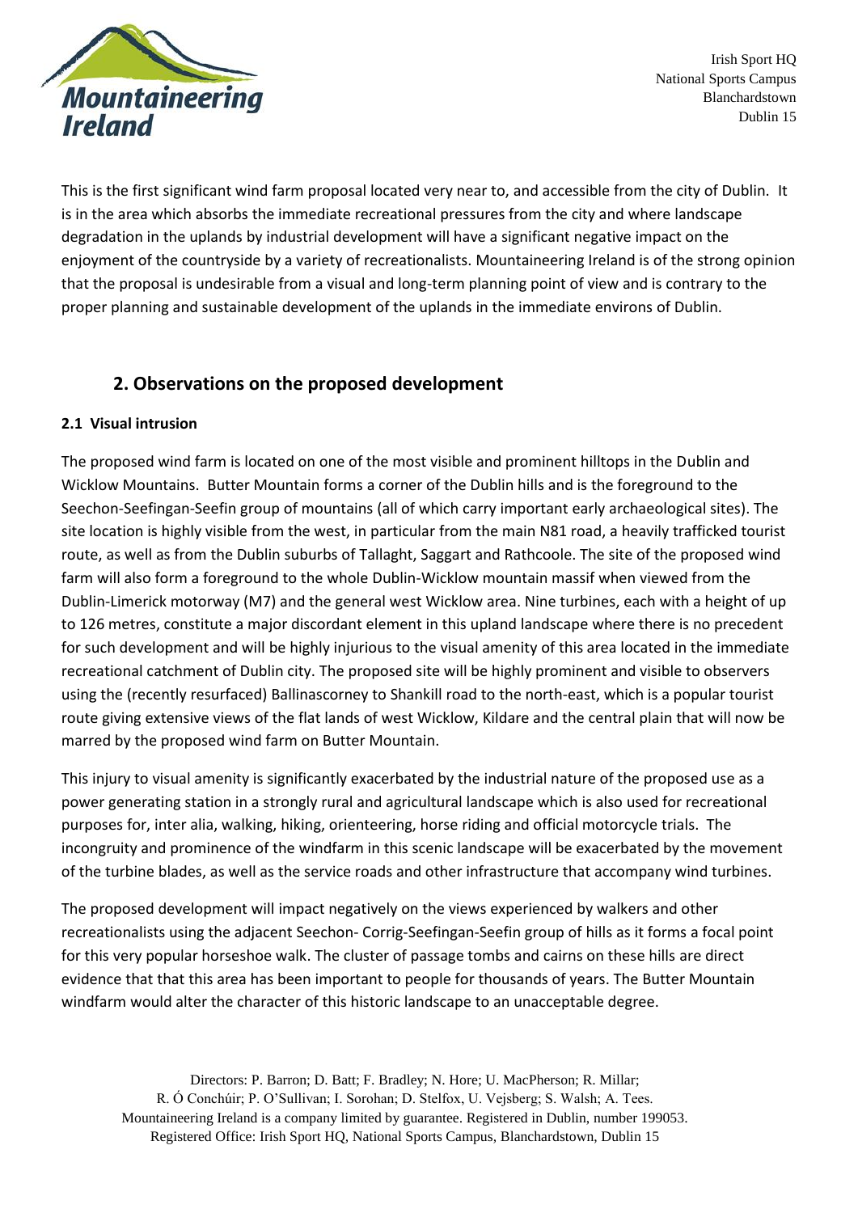This is the first significant wind farm proposal located very near to, and accessible from the city of Dublin. It is in the area which absorbs the immediate recreational pressures from the city and where landscape degradation in the uplands by industrial development will have a significant negative impact on the enjoyment of the countryside by a variety of recreationalists. Mountaineering Ireland is of the strong opinion that the proposal is undesirable from a visual and long-term planning point of view and is contrary to the proper planning and sustainable development of the uplands in the immediate environs of Dublin.

## 2. Observations on the proposed development

### 2.1 Visual intrusion

The proposed wind farm is located on one of the most visible and prominent hilltops in the Dublin and Wicklow Mountains. Butter Mountain forms a corner of the Dublin hills and is the foreground to the Seechon-Seefingan-Seefin group of mountains (all of which carry important early archaeological sites). The site location is highly visible from the west, in particular from the main N81 road, a heavily trafficked tourist route, as well as from the Dublin suburbs of Tallaght, Saggart and Rathcoole. The site of the proposed wind farm will also form a foreground to the whole Dublin-Wicklow mountain massif when viewed from the Dublin-Limerick motorway (M7) and the general west Wicklow area. Nine turbines, each with a height of up to 126 metres, constitute a major discordant element in this upland landscape where there is no precedent for such development and will be highly injurious to the visual amenity of this area located in the immediate recreational catchment of Dublin city. The proposed site will be highly prominent and visible to observers using the (recently resurfaced) Ballinascorney to Shankill road to the north-east, which is a popular tourist route giving extensive views of the flat lands of west Wicklow, Kildare and the central plain that will now be marred by the proposed wind farm on Butter Mountain.

This injury to visual amenity is significantly exacerbated by the industrial nature of the proposed use as a power generating station in a strongly rural and agricultural landscape which is also used for recreational purposes for, inter alia, walking, hiking, orienteering, horse riding and official motorcycle trials. The incongruity and prominence of the windfarm in this scenic landscape will be exacerbated by the movement of the turbine blades, as well as the service roads and other infrastructure that accompany wind turbines.

The proposed development will impact negatively on the views experienced by walkers and other recreationalists using the adjacent Seechon- Corrig-Seefingan-Seefin group of hills as it forms a focal point for this very popular horseshoe walk. The cluster of passage tombs and cairns on these hills are direct evidence that that this area has been important to people for thousands of years. The Butter Mountain windfarm would alter the character of this historic landscape to an unacceptable degree.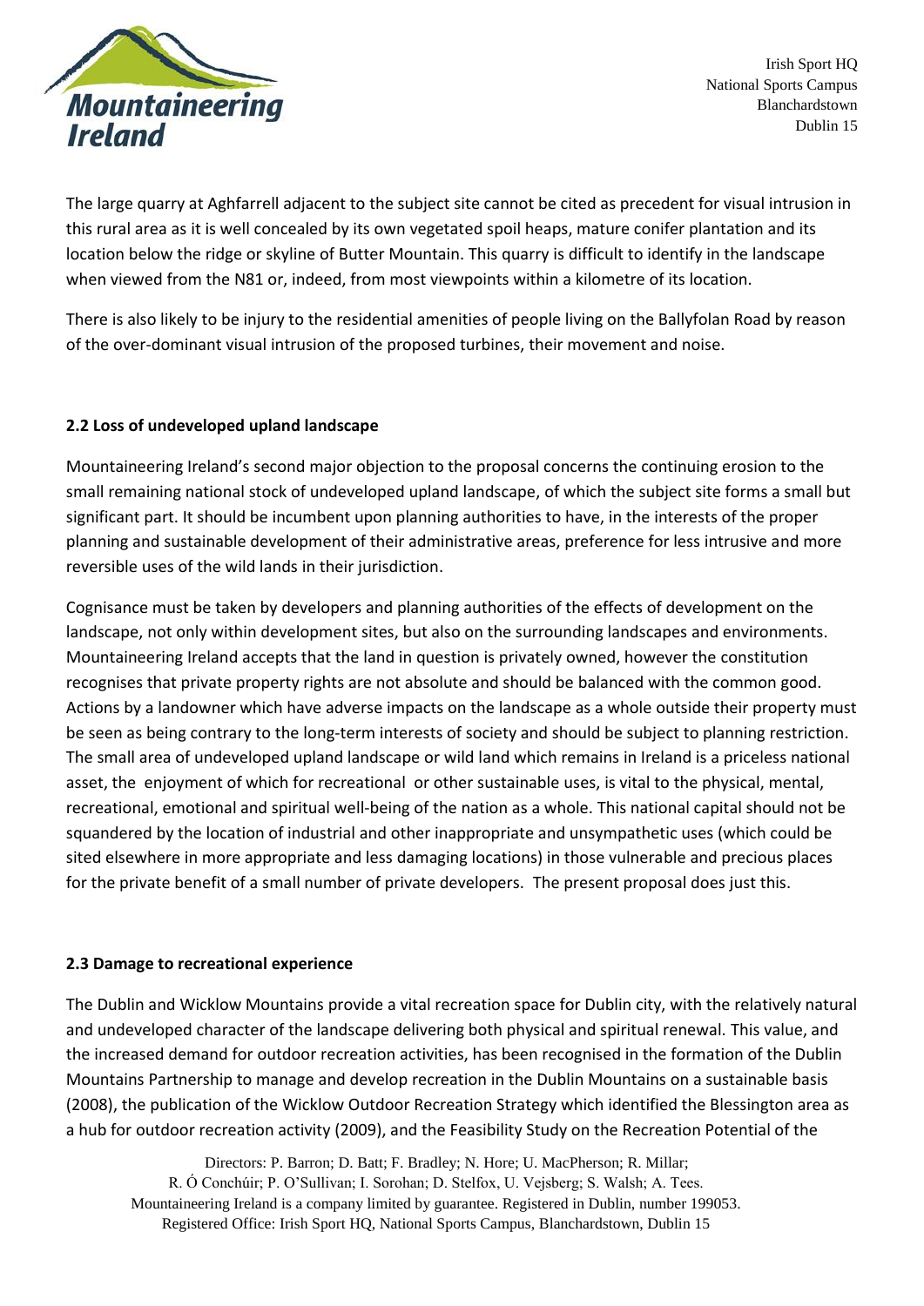The large quarry at Aghfarrell adjacent to the subject site cannot be cited as precedent for visual intrusion in this rural area as it is well concealed by its own vegetated spoil heaps, mature conifer plantation and its location below the ridge or skyline of Butter Mountain. This quarry is difficult to identify in the landscape when viewed from the N81 or, indeed, from most viewpoints within a kilometre of its location.

There is also likely to be injury to the residential amenities of people living on the Ballyfolan Road by reason of the over-dominant visual intrusion of the proposed turbines, their movement and noise.

### 2.2 Loss of undeveloped upland landscape

Mountaineering Ireland's second major objection to the proposal concerns the continuing erosion to the small remaining national stock of undeveloped upland landscape, of which the subject site forms a small but significant part. It should be incumbent upon planning authorities to have, in the interests of the proper planning and sustainable development of their administrative areas, preference for less intrusive and more reversible uses of the wild lands in their jurisdiction.

Cognisance must be taken by developers and planning authorities of the effects of development on the landscape, not only within development sites, but also on the surrounding landscapes and environments. Mountaineering Ireland accepts that the land in question is privately owned, however the constitution recognises that private property rights are not absolute and should be balanced with the common good. Actions by a landowner which have adverse impacts on the landscape as a whole outside their property must be seen as being contrary to the long-term interests of society and should be subject to planning restriction. The small area of undeveloped upland landscape or wild land which remains in Ireland is a priceless national asset, the enjoyment of which for recreational or other sustainable uses, is vital to the physical, mental, recreational, emotional and spiritual well-being of the nation as a whole. This national capital should not be squandered by the location of industrial and other inappropriate and unsympathetic uses (which could be sited elsewhere in more appropriate and less damaging locations) in those vulnerable and precious places for the private benefit of a small number of private developers. The present proposal does just this.

### 2.3 Damage to recreational experience

The Dublin and Wicklow Mountains provide a vital recreation space for Dublin city, with the relatively natural and undeveloped character of the landscape delivering both physical and spiritual renewal. This value, and the increased demand for outdoor recreation activities, has been recognised in the formation of the Dublin Mountains Partnership to manage and develop recreation in the Dublin Mountains on a sustainable basis (2008), the publication of the Wicklow Outdoor Recreation Strategy which identified the Blessington area as a hub for outdoor recreation activity (2009), and the Feasibility Study on the Recreation Potential of the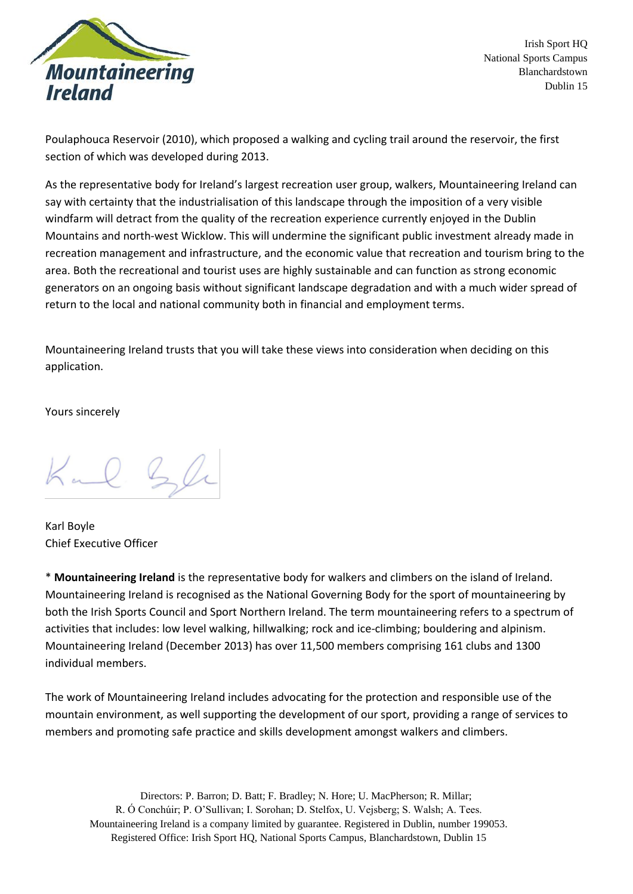Irish Sport HQ
National Sports Campus
Blanchardstown
Dublin 15

Poulaphouca Reservoir (2010), which proposed a walking and cycling trail around the reservoir, the first section of which was developed during 2013.

As the representative body for Ireland's largest recreation user group, walkers, Mountaineering Ireland can say with certainty that the industrialisation of this landscape through the imposition of a very visible windfarm will detract from the quality of the recreation experience currently enjoyed in the Dublin Mountains and north-west Wicklow. This will undermine the significant public investment already made in recreation management and infrastructure, and the economic value that recreation and tourism bring to the area. Both the recreational and tourist uses are highly sustainable and can function as strong economic generators on an ongoing basis without significant landscape degradation and with a much wider spread of return to the local and national community both in financial and employment terms.

Mountaineering Ireland trusts that you will take these views into consideration when deciding on this application.

Yours sincerely

Karl Boyle
Chief Executive Officer

\* **Mountaineering Ireland** is the representative body for walkers and climbers on the island of Ireland. Mountaineering Ireland is recognised as the National Governing Body for the sport of mountaineering by both the Irish Sports Council and Sport Northern Ireland. The term mountaineering refers to a spectrum of activities that includes: low level walking, hillwalking; rock and ice-climbing; bouldering and alpinism. Mountaineering Ireland (December 2013) has over 11,500 members comprising 161 clubs and 1300 individual members.

The work of Mountaineering Ireland includes advocating for the protection and responsible use of the mountain environment, as well supporting the development of our sport, providing a range of services to members and promoting safe practice and skills development amongst walkers and climbers.

Directors: P. Barron; D. Batt; F. Bradley; N. Hore; U. MacPherson; R. Millar; R. Ó Conchúir; P. O'Sullivan; I. Sorohan; D. Stelfox, U. Vejsberg; S. Walsh; A. Tees.
Mountaineering Ireland is a company limited by guarantee. Registered in Dublin, number 199053.
Registered Office: Irish Sport HQ, National Sports Campus, Blanchardstown, Dublin 15